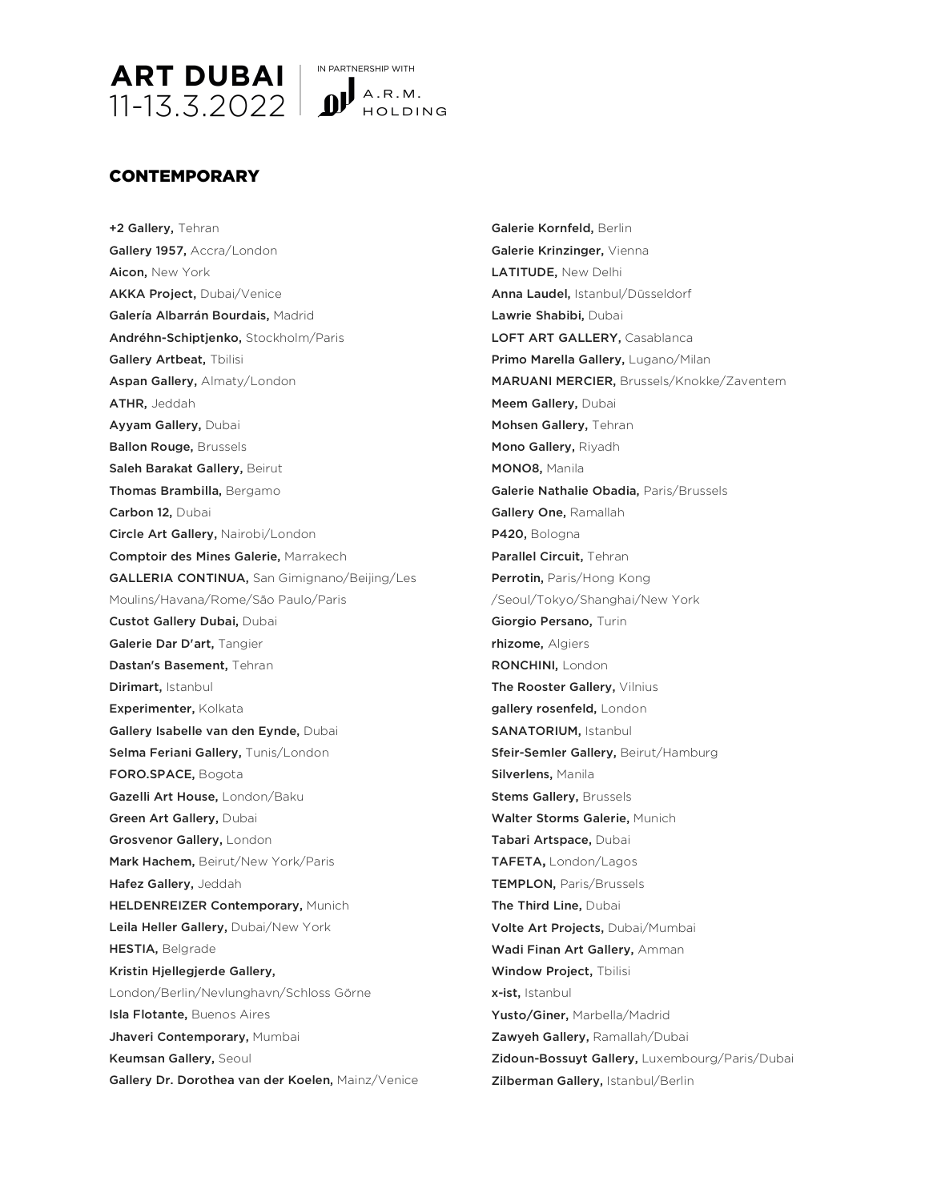# ART DUBAI 11-13.3.2022

IN PARTNERSHIP WITH A.R.M. HOLDING

## CONTEMPORARY

**+2 Gallery,** Tehran
**Gallery 1957,** Accra/London
**Aicon,** New York
**AKKA Project,** Dubai/Venice
**Galería Albarrán Bourdais,** Madrid
**Andréhn-Schiptjenko,** Stockholm/Paris
**Gallery Artbeat,** Tbilisi
**Aspan Gallery,** Almaty/London
**ATHR,** Jeddah
**Ayyam Gallery,** Dubai
**Ballon Rouge,** Brussels
**Saleh Barakat Gallery,** Beirut
**Thomas Brambilla,** Bergamo
**Carbon 12,** Dubai
**Circle Art Gallery,** Nairobi/London
**Comptoir des Mines Galerie,** Marrakech
**GALLERIA CONTINUA,** San Gimignano/Beijing/Les Moulins/Havana/Rome/São Paulo/Paris
**Custot Gallery Dubai,** Dubai
**Galerie Dar D'art,** Tangier
**Dastan's Basement,** Tehran
**Dirimart,** Istanbul
**Experimenter,** Kolkata
**Gallery Isabelle van den Eynde,** Dubai
**Selma Feriani Gallery,** Tunis/London
**FORO.SPACE,** Bogota
**Gazelli Art House,** London/Baku
**Green Art Gallery,** Dubai
**Grosvenor Gallery,** London
**Mark Hachem,** Beirut/New York/Paris
**Hafez Gallery,** Jeddah
**HELDENREIZER Contemporary,** Munich
**Leila Heller Gallery,** Dubai/New York
**HESTIA,** Belgrade
**Kristin Hjellegjerde Gallery,** London/Berlin/Nevlunghavn/Schloss Görne
**Isla Flotante,** Buenos Aires
**Jhaveri Contemporary,** Mumbai
**Keumsan Gallery,** Seoul
**Gallery Dr. Dorothea van der Koelen,** Mainz/Venice
**Galerie Kornfeld,** Berlin
**Galerie Krinzinger,** Vienna
**LATITUDE,** New Delhi
**Anna Laudel,** Istanbul/Düsseldorf
**Lawrie Shabibi,** Dubai
**LOFT ART GALLERY,** Casablanca
**Primo Marella Gallery,** Lugano/Milan
**MARUANI MERCIER,** Brussels/Knokke/Zaventem
**Meem Gallery,** Dubai
**Mohsen Gallery,** Tehran
**Mono Gallery,** Riyadh
**MONO8,** Manila
**Galerie Nathalie Obadia,** Paris/Brussels
**Gallery One,** Ramallah
**P420,** Bologna
**Parallel Circuit,** Tehran
**Perrotin,** Paris/Hong Kong/Seoul/Tokyo/Shanghai/New York
**Giorgio Persano,** Turin
**rhizome,** Algiers
**RONCHINI,** London
**The Rooster Gallery,** Vilnius
**gallery rosenfeld,** London
**SANATORIUM,** Istanbul
**Sfeir-Semler Gallery,** Beirut/Hamburg
**Silverlens,** Manila
**Stems Gallery,** Brussels
**Walter Storms Galerie,** Munich
**Tabari Artspace,** Dubai
**TAFETA,** London/Lagos
**TEMPLON,** Paris/Brussels
**The Third Line,** Dubai
**Volte Art Projects,** Dubai/Mumbai
**Wadi Finan Art Gallery,** Amman
**Window Project,** Tbilisi
**x-ist,** Istanbul
**Yusto/Giner,** Marbella/Madrid
**Zawyeh Gallery,** Ramallah/Dubai
**Zidoun-Bossuyt Gallery,** Luxembourg/Paris/Dubai
**Zilberman Gallery,** Istanbul/Berlin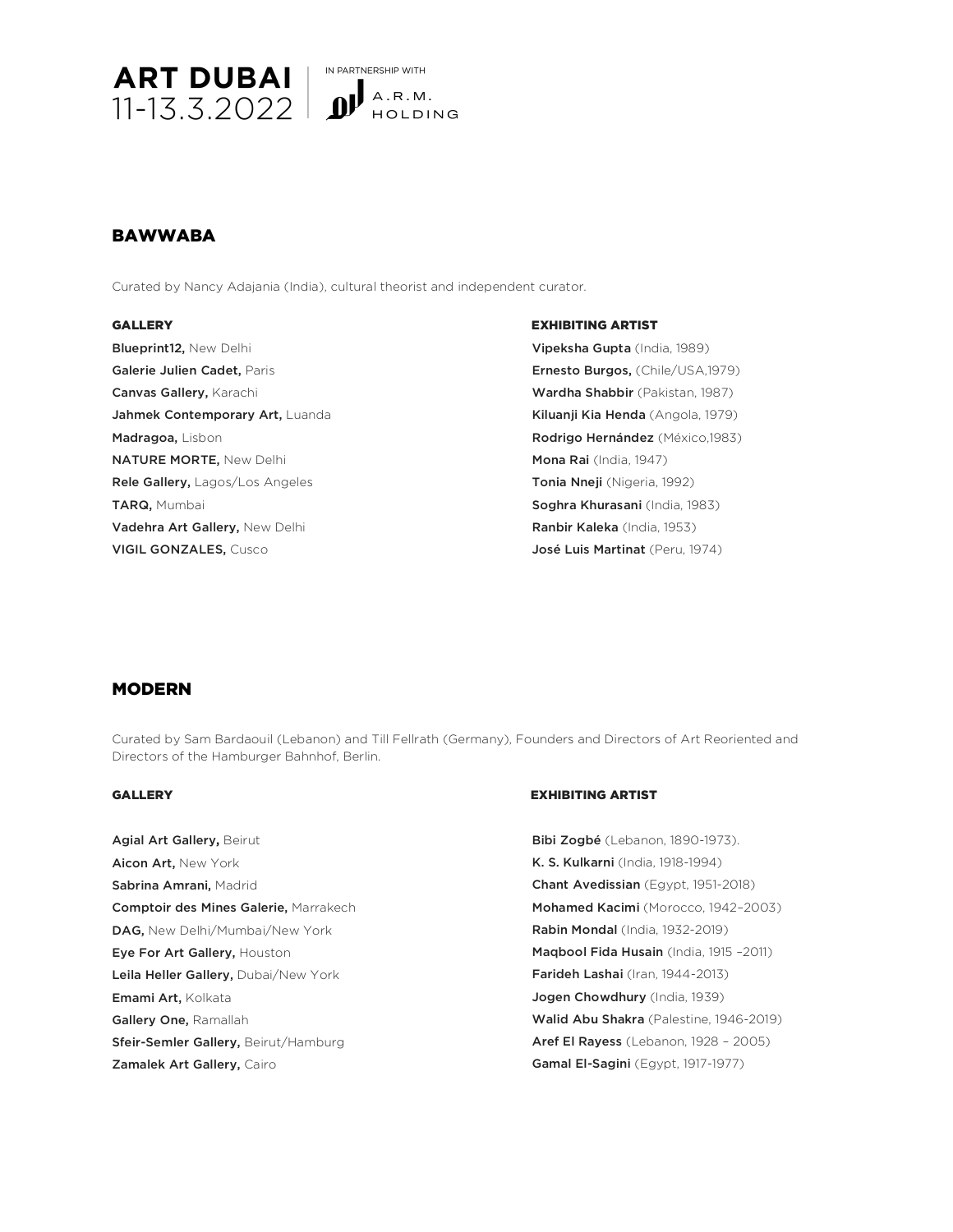# ART DUBAI 11-13.3.2022

IN PARTNERSHIP WITH A.R.M. HOLDING

## BAWWABA

Curated by Nancy Adajania (India), cultural theorist and independent curator.

| GALLERY | EXHIBITING ARTIST |
|---|---|
| **Blueprint12,** New Delhi | **Vipeksha Gupta** (India, 1989) |
| **Galerie Julien Cadet,** Paris | **Ernesto Burgos,** (Chile/USA,1979) |
| **Canvas Gallery,** Karachi | **Wardha Shabbir** (Pakistan, 1987) |
| **Jahmek Contemporary Art,** Luanda | **Kiluanji Kia Henda** (Angola, 1979) |
| **Madragoa,** Lisbon | **Rodrigo Hernández** (México,1983) |
| **NATURE MORTE,** New Delhi | **Mona Rai** (India, 1947) |
| **Rele Gallery,** Lagos/Los Angeles | **Tonia Nneji** (Nigeria, 1992) |
| **TARQ,** Mumbai | **Soghra Khurasani** (India, 1983) |
| **Vadehra Art Gallery,** New Delhi | **Ranbir Kaleka** (India, 1953) |
| **VIGIL GONZALES,** Cusco | **José Luis Martinat** (Peru, 1974) |

## MODERN

Curated by Sam Bardaouil (Lebanon) and Till Fellrath (Germany), Founders and Directors of Art Reoriented and Directors of the Hamburger Bahnhof, Berlin.

| GALLERY | EXHIBITING ARTIST |
|---|---|
| **Agial Art Gallery,** Beirut | **Bibi Zogbé** (Lebanon, 1890-1973). |
| **Aicon Art,** New York | **K. S. Kulkarni** (India, 1918-1994) |
| **Sabrina Amrani,** Madrid | **Chant Avedissian** (Egypt, 1951-2018) |
| **Comptoir des Mines Galerie,** Marrakech | **Mohamed Kacimi** (Morocco, 1942–2003) |
| **DAG,** New Delhi/Mumbai/New York | **Rabin Mondal** (India, 1932-2019) |
| **Eye For Art Gallery,** Houston | **Maqbool Fida Husain** (India, 1915 –2011) |
| **Leila Heller Gallery,** Dubai/New York | **Farideh Lashai** (Iran, 1944-2013) |
| **Emami Art,** Kolkata | **Jogen Chowdhury** (India, 1939) |
| **Gallery One,** Ramallah | **Walid Abu Shakra** (Palestine, 1946-2019) |
| **Sfeir-Semler Gallery,** Beirut/Hamburg | **Aref El Rayess** (Lebanon, 1928 – 2005) |
| **Zamalek Art Gallery,** Cairo | **Gamal El-Sagini** (Egypt, 1917-1977) |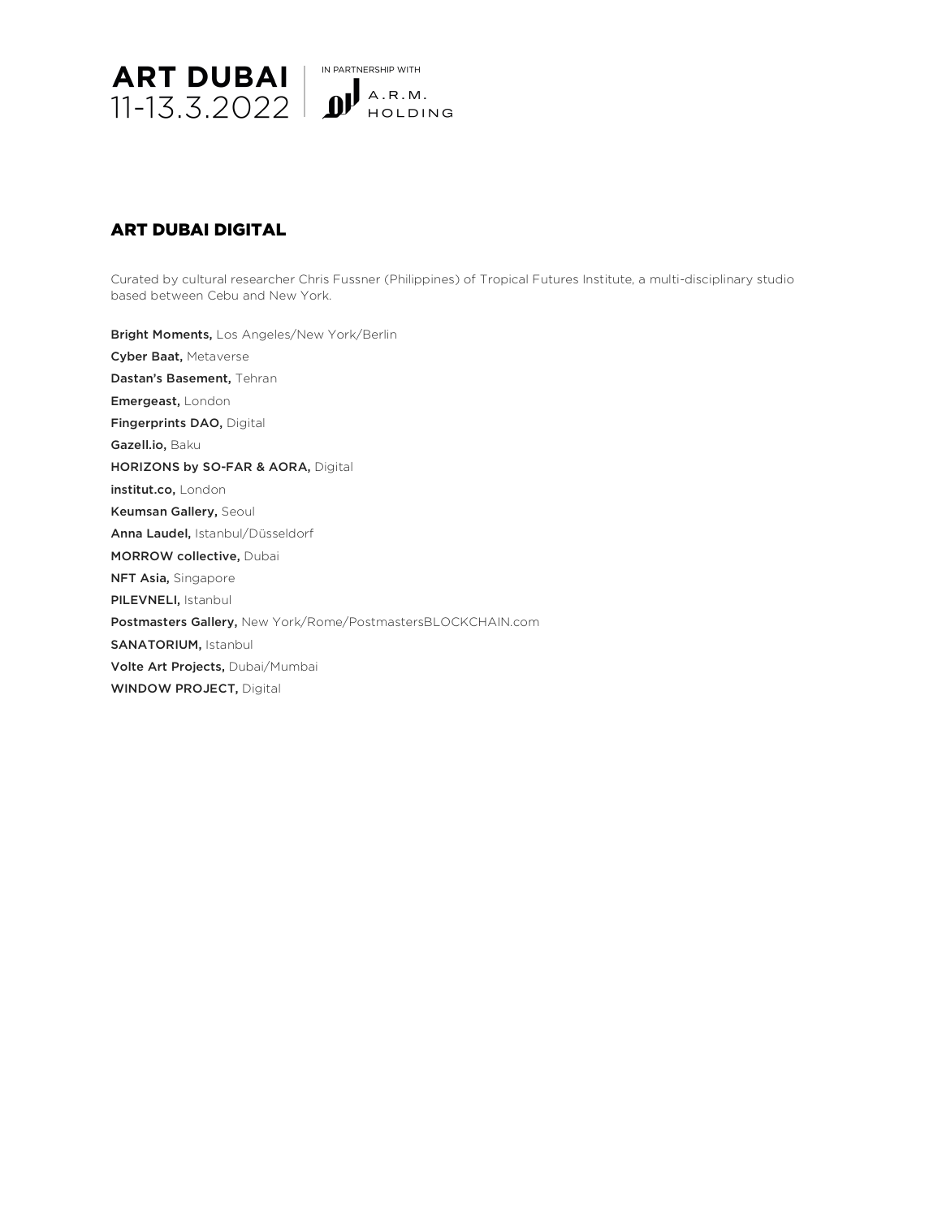## ART DUBAI DIGITAL

Curated by cultural researcher Chris Fussner (Philippines) of Tropical Futures Institute, a multi-disciplinary studio based between Cebu and New York.

**Bright Moments,** Los Angeles/New York/Berlin
**Cyber Baat,** Metaverse
**Dastan's Basement,** Tehran
**Emergeast,** London
**Fingerprints DAO,** Digital
**Gazell.io,** Baku
**HORIZONS by SO-FAR & AORA,** Digital
**institut.co,** London
**Keumsan Gallery,** Seoul
**Anna Laudel,** Istanbul/Düsseldorf
**MORROW collective,** Dubai
**NFT Asia,** Singapore
**PILEVNELI,** Istanbul
**Postmasters Gallery,** New York/Rome/PostmastersBLOCKCHAIN.com
**SANATORIUM,** Istanbul
**Volte Art Projects,** Dubai/Mumbai
**WINDOW PROJECT,** Digital